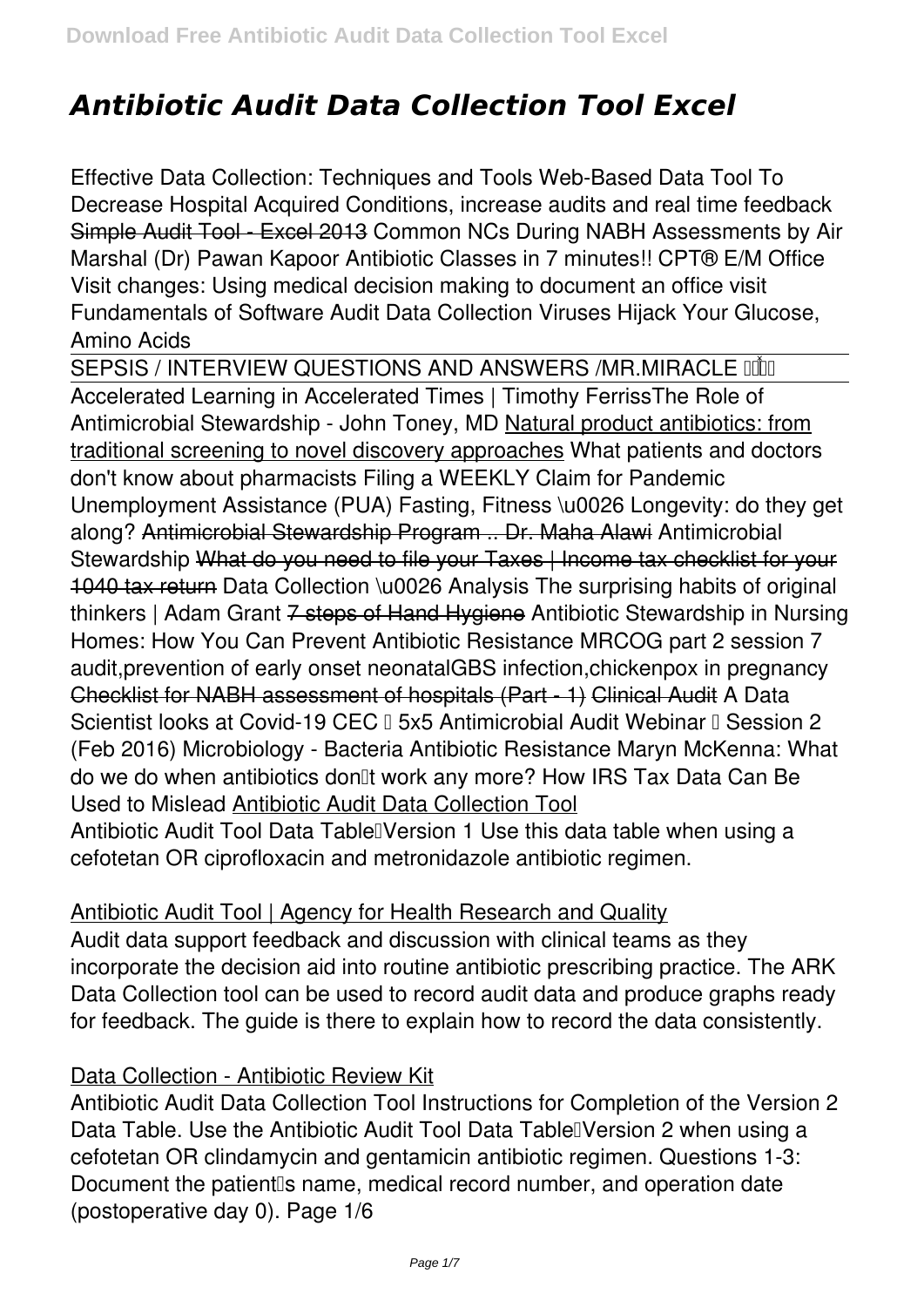# *Antibiotic Audit Data Collection Tool Excel*

*Effective Data Collection: Techniques and Tools Web-Based Data Tool To Decrease Hospital Acquired Conditions, increase audits and real time feedback* ~~Simple Audit Tool - Excel 2013~~ *Common NCs During NABH Assessments by Air Marshal (Dr) Pawan Kapoor Antibiotic Classes in 7 minutes!! CPT® E/M Office Visit changes: Using medical decision making to document an office visit Fundamentals of Software Audit Data Collection Viruses Hijack Your Glucose, Amino Acids*

SEPSIS / INTERVIEW QUESTIONS AND ANSWERS /MR.MIRACLE

*Accelerated Learning in Accelerated Times | Timothy FerrissThe Role of Antimicrobial Stewardship - John Toney, MD* Natural product antibiotics: from traditional screening to novel discovery approaches *What patients and doctors don't know about pharmacists Filing a WEEKLY Claim for Pandemic Unemployment Assistance (PUA) Fasting, Fitness \u0026 Longevity: do they get along?* ~~Antimicrobial Stewardship Program .. Dr. Maha Alawi~~ *Antimicrobial Stewardship* ~~What do you need to file your Taxes | Income tax checklist for your 1040 tax return~~ *Data Collection \u0026 Analysis The surprising habits of original thinkers | Adam Grant* ~~7 steps of Hand Hygiene~~ *Antibiotic Stewardship in Nursing Homes: How You Can Prevent Antibiotic Resistance MRCOG part 2 session 7 audit,prevention of early onset neonatalGBS infection,chickenpox in pregnancy* ~~Checklist for NABH assessment of hospitals (Part - 1)~~ ~~Clinical Audit~~ *A Data Scientist looks at Covid-19 CEC – 5x5 Antimicrobial Audit Webinar – Session 2 (Feb 2016) Microbiology - Bacteria Antibiotic Resistance Maryn McKenna: What do we do when antibiotics don't work any more? How IRS Tax Data Can Be Used to Mislead* Antibiotic Audit Data Collection Tool

Antibiotic Audit Tool Data Table—Version 1 Use this data table when using a cefotetan OR ciprofloxacin and metronidazole antibiotic regimen.

Antibiotic Audit Tool | Agency for Health Research and Quality

Audit data support feedback and discussion with clinical teams as they incorporate the decision aid into routine antibiotic prescribing practice. The ARK Data Collection tool can be used to record audit data and produce graphs ready for feedback. The guide is there to explain how to record the data consistently.

Data Collection - Antibiotic Review Kit

Antibiotic Audit Data Collection Tool Instructions for Completion of the Version 2 Data Table. Use the Antibiotic Audit Tool Data Table—Version 2 when using a cefotetan OR clindamycin and gentamicin antibiotic regimen. Questions 1-3: Document the patient's name, medical record number, and operation date (postoperative day 0). Page 1/6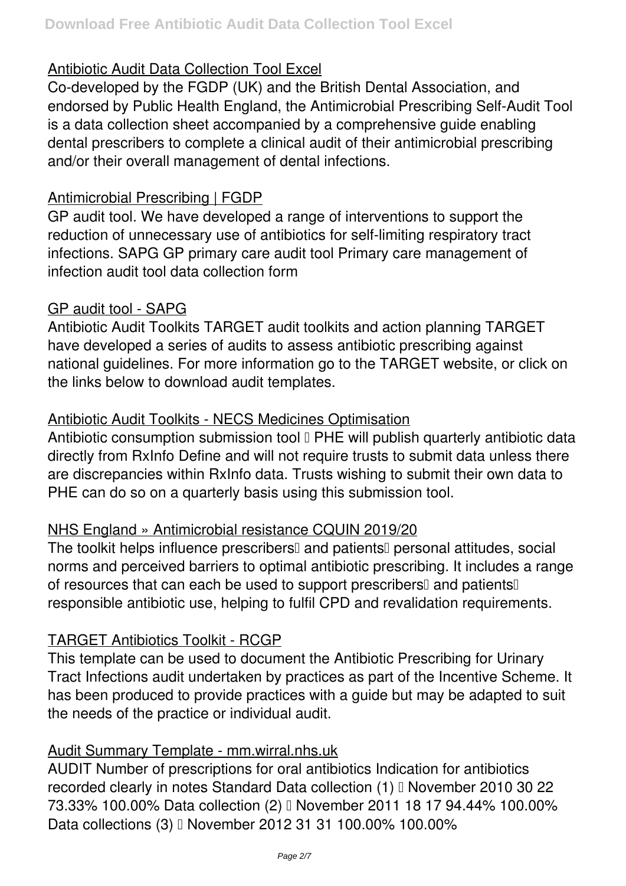## Antibiotic Audit Data Collection Tool Excel

Co-developed by the FGDP (UK) and the British Dental Association, and endorsed by Public Health England, the Antimicrobial Prescribing Self-Audit Tool is a data collection sheet accompanied by a comprehensive guide enabling dental prescribers to complete a clinical audit of their antimicrobial prescribing and/or their overall management of dental infections.

## Antimicrobial Prescribing | FGDP

GP audit tool. We have developed a range of interventions to support the reduction of unnecessary use of antibiotics for self-limiting respiratory tract infections. SAPG GP primary care audit tool Primary care management of infection audit tool data collection form

## GP audit tool - SAPG

Antibiotic Audit Toolkits TARGET audit toolkits and action planning TARGET have developed a series of audits to assess antibiotic prescribing against national guidelines. For more information go to the TARGET website, or click on the links below to download audit templates.

## Antibiotic Audit Toolkits - NECS Medicines Optimisation

Antibiotic consumption submission tool – PHE will publish quarterly antibiotic data directly from RxInfo Define and will not require trusts to submit data unless there are discrepancies within RxInfo data. Trusts wishing to submit their own data to PHE can do so on a quarterly basis using this submission tool.

## NHS England » Antimicrobial resistance CQUIN 2019/20

The toolkit helps influence prescribers' and patients' personal attitudes, social norms and perceived barriers to optimal antibiotic prescribing. It includes a range of resources that can each be used to support prescribers' and patients' responsible antibiotic use, helping to fulfil CPD and revalidation requirements.

## TARGET Antibiotics Toolkit - RCGP

This template can be used to document the Antibiotic Prescribing for Urinary Tract Infections audit undertaken by practices as part of the Incentive Scheme. It has been produced to provide practices with a guide but may be adapted to suit the needs of the practice or individual audit.

## Audit Summary Template - mm.wirral.nhs.uk

AUDIT Number of prescriptions for oral antibiotics Indication for antibiotics recorded clearly in notes Standard Data collection (1) – November 2010 30 22 73.33% 100.00% Data collection (2) – November 2011 18 17 94.44% 100.00% Data collections (3) – November 2012 31 31 100.00% 100.00%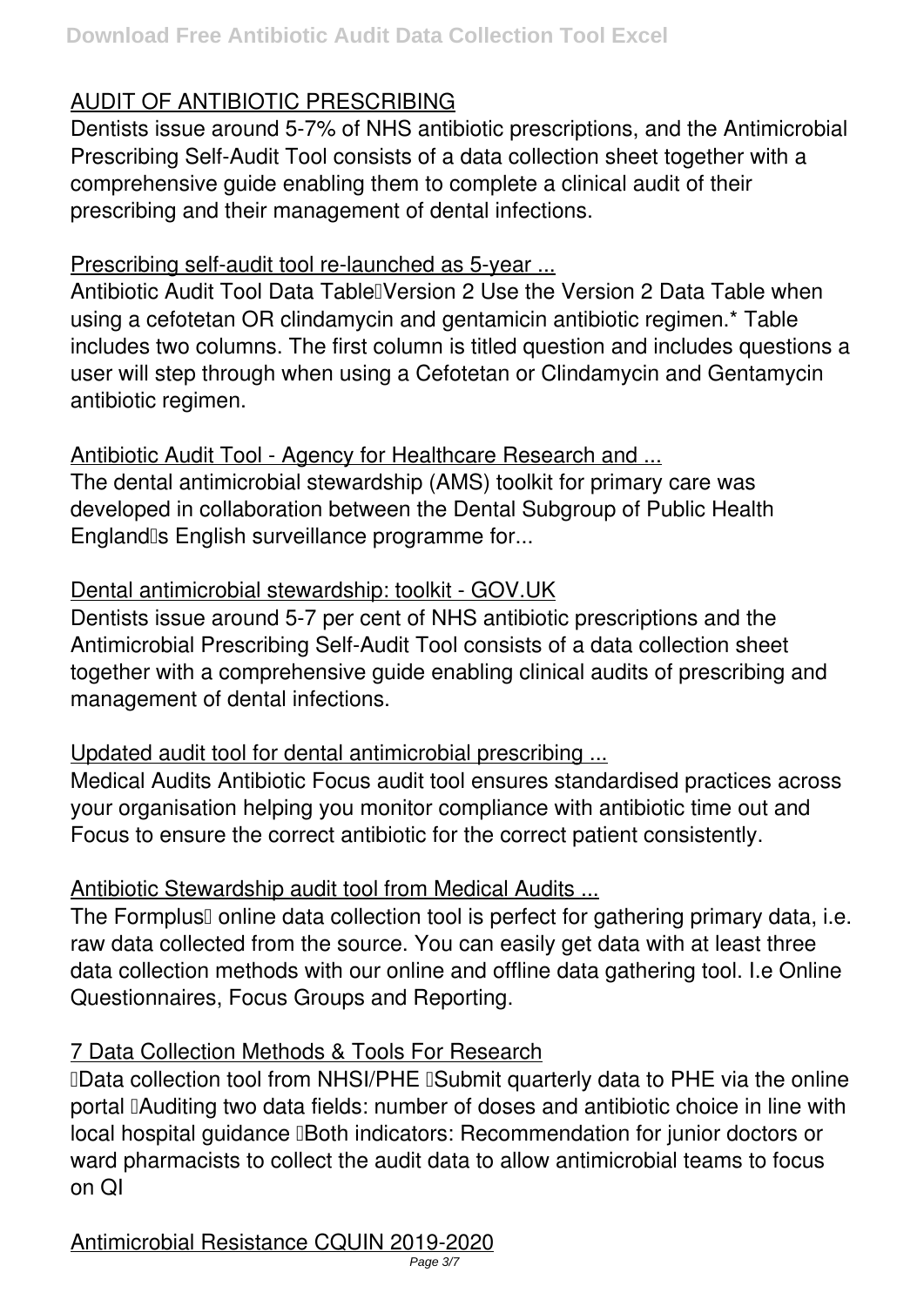## AUDIT OF ANTIBIOTIC PRESCRIBING

Dentists issue around 5-7% of NHS antibiotic prescriptions, and the Antimicrobial Prescribing Self-Audit Tool consists of a data collection sheet together with a comprehensive guide enabling them to complete a clinical audit of their prescribing and their management of dental infections.

## Prescribing self-audit tool re-launched as 5-year ...

Antibiotic Audit Tool Data Table—Version 2 Use the Version 2 Data Table when using a cefotetan OR clindamycin and gentamicin antibiotic regimen.* Table includes two columns. The first column is titled question and includes questions a user will step through when using a Cefotetan or Clindamycin and Gentamycin antibiotic regimen.

## Antibiotic Audit Tool - Agency for Healthcare Research and ...

The dental antimicrobial stewardship (AMS) toolkit for primary care was developed in collaboration between the Dental Subgroup of Public Health England's English surveillance programme for...

## Dental antimicrobial stewardship: toolkit - GOV.UK

Dentists issue around 5-7 per cent of NHS antibiotic prescriptions and the Antimicrobial Prescribing Self-Audit Tool consists of a data collection sheet together with a comprehensive guide enabling clinical audits of prescribing and management of dental infections.

## Updated audit tool for dental antimicrobial prescribing ...

Medical Audits Antibiotic Focus audit tool ensures standardised practices across your organisation helping you monitor compliance with antibiotic time out and Focus to ensure the correct antibiotic for the correct patient consistently.

## Antibiotic Stewardship audit tool from Medical Audits ...

The Formplus' online data collection tool is perfect for gathering primary data, i.e. raw data collected from the source. You can easily get data with at least three data collection methods with our online and offline data gathering tool. I.e Online Questionnaires, Focus Groups and Reporting.

## 7 Data Collection Methods & Tools For Research

•Data collection tool from NHSI/PHE •Submit quarterly data to PHE via the online portal •Auditing two data fields: number of doses and antibiotic choice in line with local hospital guidance •Both indicators: Recommendation for junior doctors or ward pharmacists to collect the audit data to allow antimicrobial teams to focus on QI

## Antimicrobial Resistance CQUIN 2019-2020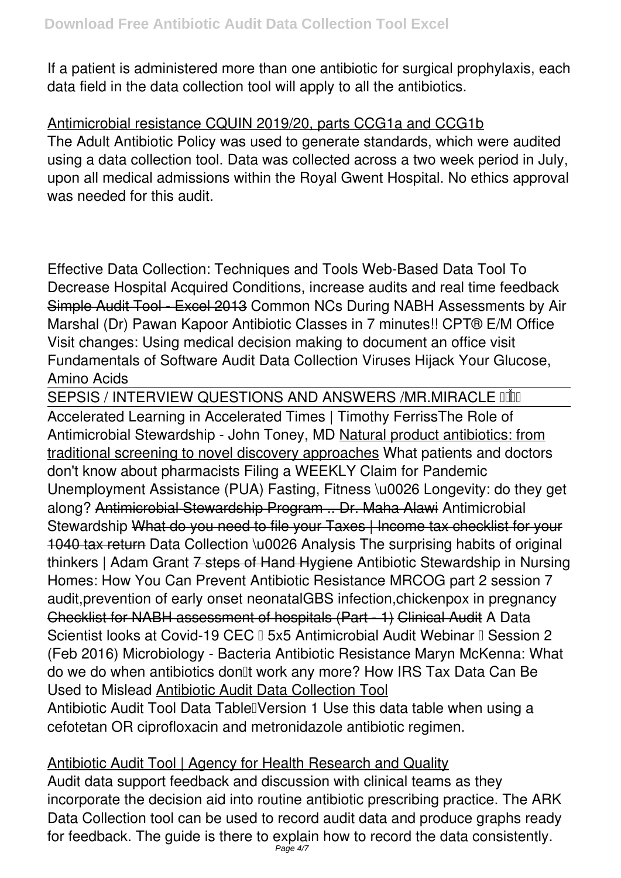If a patient is administered more than one antibiotic for surgical prophylaxis, each data field in the data collection tool will apply to all the antibiotics.

Antimicrobial resistance CQUIN 2019/20, parts CCG1a and CCG1b

The Adult Antibiotic Policy was used to generate standards, which were audited using a data collection tool. Data was collected across a two week period in July, upon all medical admissions within the Royal Gwent Hospital. No ethics approval was needed for this audit.

Effective Data Collection: Techniques and Tools Web-Based Data Tool To Decrease Hospital Acquired Conditions, increase audits and real time feedback Simple Audit Tool - Excel 2013 Common NCs During NABH Assessments by Air Marshal (Dr) Pawan Kapoor Antibiotic Classes in 7 minutes!! CPT® E/M Office Visit changes: Using medical decision making to document an office visit Fundamentals of Software Audit Data Collection Viruses Hijack Your Glucose, Amino Acids

SEPSIS / INTERVIEW QUESTIONS AND ANSWERS /MR.MIRACLE

Accelerated Learning in Accelerated Times | Timothy Ferriss The Role of Antimicrobial Stewardship - John Toney, MD Natural product antibiotics: from traditional screening to novel discovery approaches What patients and doctors don't know about pharmacists Filing a WEEKLY Claim for Pandemic Unemployment Assistance (PUA) Fasting, Fitness \u0026 Longevity: do they get along? Antimicrobial Stewardship Program .. Dr. Maha Alawi Antimicrobial Stewardship What do you need to file your Taxes | Income tax checklist for your 1040 tax return Data Collection \u0026 Analysis The surprising habits of original thinkers | Adam Grant 7 steps of Hand Hygiene Antibiotic Stewardship in Nursing Homes: How You Can Prevent Antibiotic Resistance MRCOG part 2 session 7 audit,prevention of early onset neonatalGBS infection,chickenpox in pregnancy Checklist for NABH assessment of hospitals (Part - 1) Clinical Audit A Data Scientist looks at Covid-19 CEC – 5x5 Antimicrobial Audit Webinar – Session 2 (Feb 2016) Microbiology - Bacteria Antibiotic Resistance Maryn McKenna: What do we do when antibiotics don't work any more? How IRS Tax Data Can Be Used to Mislead Antibiotic Audit Data Collection Tool

Antibiotic Audit Tool Data Table—Version 1 Use this data table when using a cefotetan OR ciprofloxacin and metronidazole antibiotic regimen.

Antibiotic Audit Tool | Agency for Health Research and Quality

Audit data support feedback and discussion with clinical teams as they incorporate the decision aid into routine antibiotic prescribing practice. The ARK Data Collection tool can be used to record audit data and produce graphs ready for feedback. The guide is there to explain how to record the data consistently.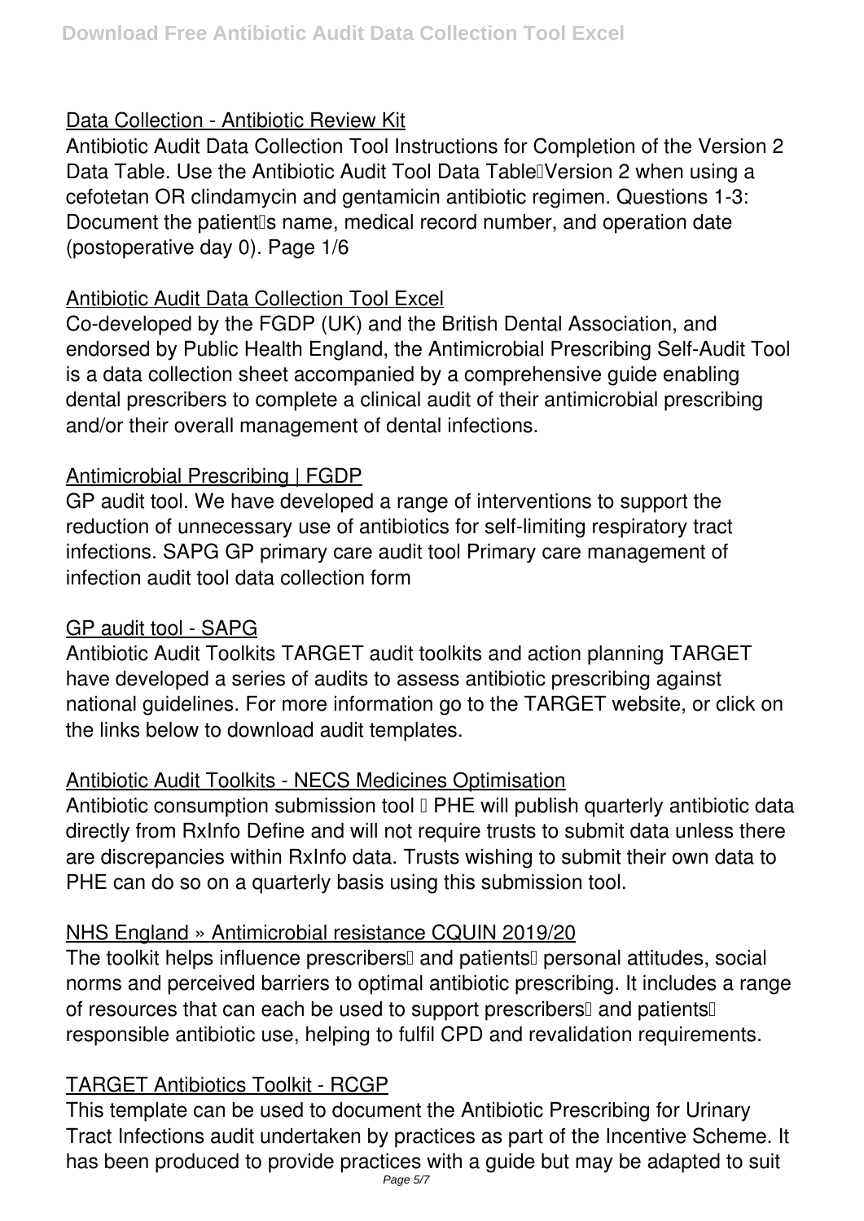## Data Collection - Antibiotic Review Kit

Antibiotic Audit Data Collection Tool Instructions for Completion of the Version 2 Data Table. Use the Antibiotic Audit Tool Data Table—Version 2 when using a cefotetan OR clindamycin and gentamicin antibiotic regimen. Questions 1-3: Document the patient's name, medical record number, and operation date (postoperative day 0). Page 1/6

## Antibiotic Audit Data Collection Tool Excel

Co-developed by the FGDP (UK) and the British Dental Association, and endorsed by Public Health England, the Antimicrobial Prescribing Self-Audit Tool is a data collection sheet accompanied by a comprehensive guide enabling dental prescribers to complete a clinical audit of their antimicrobial prescribing and/or their overall management of dental infections.

## Antimicrobial Prescribing | FGDP

GP audit tool. We have developed a range of interventions to support the reduction of unnecessary use of antibiotics for self-limiting respiratory tract infections. SAPG GP primary care audit tool Primary care management of infection audit tool data collection form

## GP audit tool - SAPG

Antibiotic Audit Toolkits TARGET audit toolkits and action planning TARGET have developed a series of audits to assess antibiotic prescribing against national guidelines. For more information go to the TARGET website, or click on the links below to download audit templates.

## Antibiotic Audit Toolkits - NECS Medicines Optimisation

Antibiotic consumption submission tool – PHE will publish quarterly antibiotic data directly from RxInfo Define and will not require trusts to submit data unless there are discrepancies within RxInfo data. Trusts wishing to submit their own data to PHE can do so on a quarterly basis using this submission tool.

## NHS England » Antimicrobial resistance CQUIN 2019/20

The toolkit helps influence prescribers' and patients' personal attitudes, social norms and perceived barriers to optimal antibiotic prescribing. It includes a range of resources that can each be used to support prescribers' and patients' responsible antibiotic use, helping to fulfil CPD and revalidation requirements.

## TARGET Antibiotics Toolkit - RCGP

This template can be used to document the Antibiotic Prescribing for Urinary Tract Infections audit undertaken by practices as part of the Incentive Scheme. It has been produced to provide practices with a guide but may be adapted to suit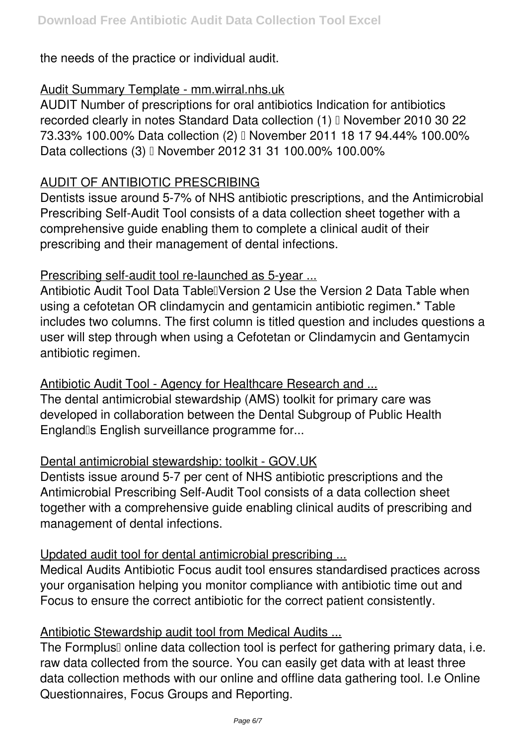the needs of the practice or individual audit.

## Audit Summary Template - mm.wirral.nhs.uk

AUDIT Number of prescriptions for oral antibiotics Indication for antibiotics recorded clearly in notes Standard Data collection (1) – November 2010 30 22 73.33% 100.00% Data collection (2) – November 2011 18 17 94.44% 100.00% Data collections (3) – November 2012 31 31 100.00% 100.00%

## AUDIT OF ANTIBIOTIC PRESCRIBING

Dentists issue around 5-7% of NHS antibiotic prescriptions, and the Antimicrobial Prescribing Self-Audit Tool consists of a data collection sheet together with a comprehensive guide enabling them to complete a clinical audit of their prescribing and their management of dental infections.

## Prescribing self-audit tool re-launched as 5-year ...

Antibiotic Audit Tool Data Table—Version 2 Use the Version 2 Data Table when using a cefotetan OR clindamycin and gentamicin antibiotic regimen.* Table includes two columns. The first column is titled question and includes questions a user will step through when using a Cefotetan or Clindamycin and Gentamycin antibiotic regimen.

## Antibiotic Audit Tool - Agency for Healthcare Research and ...

The dental antimicrobial stewardship (AMS) toolkit for primary care was developed in collaboration between the Dental Subgroup of Public Health England's English surveillance programme for...

## Dental antimicrobial stewardship: toolkit - GOV.UK

Dentists issue around 5-7 per cent of NHS antibiotic prescriptions and the Antimicrobial Prescribing Self-Audit Tool consists of a data collection sheet together with a comprehensive guide enabling clinical audits of prescribing and management of dental infections.

## Updated audit tool for dental antimicrobial prescribing ...

Medical Audits Antibiotic Focus audit tool ensures standardised practices across your organisation helping you monitor compliance with antibiotic time out and Focus to ensure the correct antibiotic for the correct patient consistently.

## Antibiotic Stewardship audit tool from Medical Audits ...

The Formplus™ online data collection tool is perfect for gathering primary data, i.e. raw data collected from the source. You can easily get data with at least three data collection methods with our online and offline data gathering tool. I.e Online Questionnaires, Focus Groups and Reporting.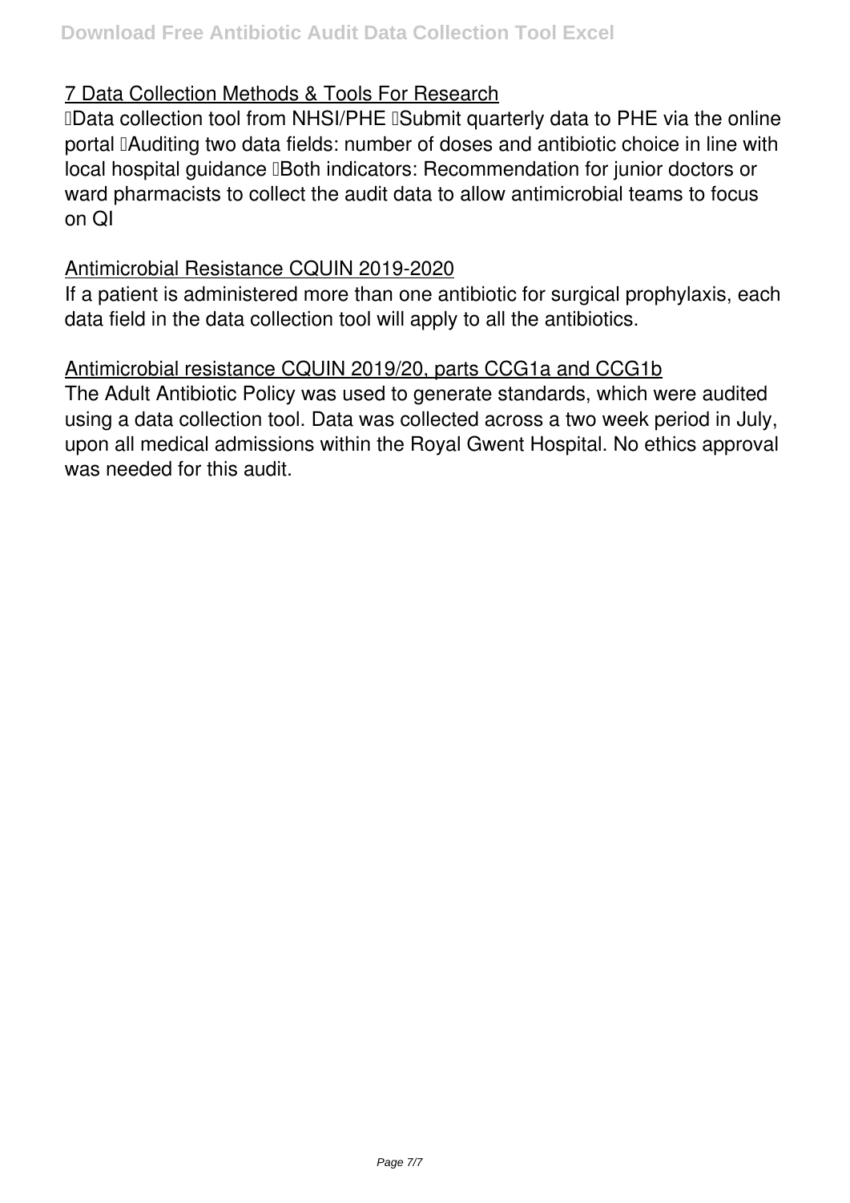7 Data Collection Methods & Tools For Research

Data collection tool from NHSI/PHE Submit quarterly data to PHE via the online portal Auditing two data fields: number of doses and antibiotic choice in line with local hospital guidance Both indicators: Recommendation for junior doctors or ward pharmacists to collect the audit data to allow antimicrobial teams to focus on QI

Antimicrobial Resistance CQUIN 2019-2020

If a patient is administered more than one antibiotic for surgical prophylaxis, each data field in the data collection tool will apply to all the antibiotics.

Antimicrobial resistance CQUIN 2019/20, parts CCG1a and CCG1b

The Adult Antibiotic Policy was used to generate standards, which were audited using a data collection tool. Data was collected across a two week period in July, upon all medical admissions within the Royal Gwent Hospital. No ethics approval was needed for this audit.